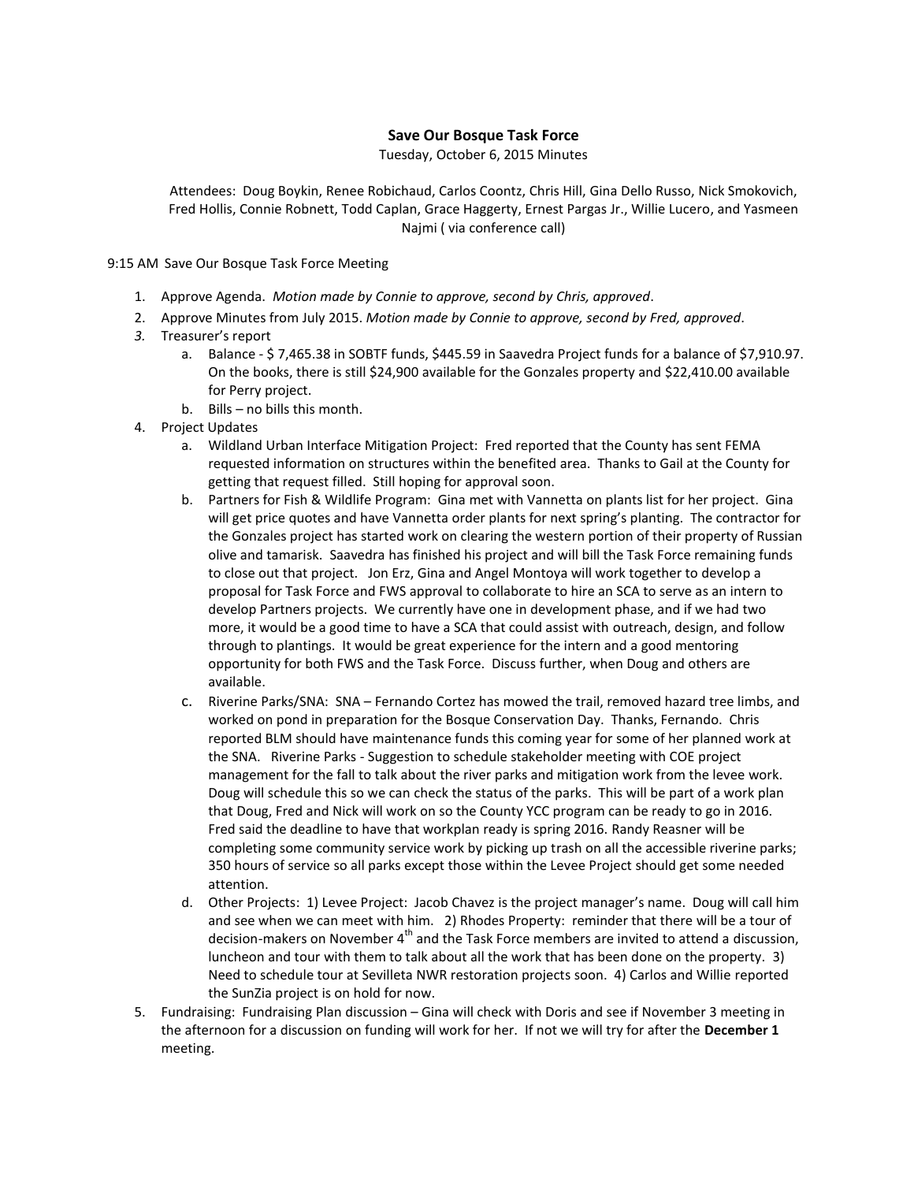# Save Our Bosque Task Force

Tuesday, October 6, 2015 Minutes

Attendees: Doug Boykin, Renee Robichaud, Carlos Coontz, Chris Hill, Gina Dello Russo, Nick Smokovich, Fred Hollis, Connie Robnett, Todd Caplan, Grace Haggerty, Ernest Pargas Jr., Willie Lucero, and Yasmeen Najmi ( via conference call)

9:15 AM Save Our Bosque Task Force Meeting

1. Approve Agenda. *Motion made by Connie to approve, second by Chris, approved*.
2. Approve Minutes from July 2015. *Motion made by Connie to approve, second by Fred, approved*.
3. Treasurer's report
    a. Balance - $ 7,465.38 in SOBTF funds, $445.59 in Saavedra Project funds for a balance of $7,910.97. On the books, there is still $24,900 available for the Gonzales property and $22,410.00 available for Perry project.
    b. Bills – no bills this month.
4. Project Updates
    a. Wildland Urban Interface Mitigation Project: Fred reported that the County has sent FEMA requested information on structures within the benefited area. Thanks to Gail at the County for getting that request filled. Still hoping for approval soon.
    b. Partners for Fish & Wildlife Program: Gina met with Vannetta on plants list for her project. Gina will get price quotes and have Vannetta order plants for next spring's planting. The contractor for the Gonzales project has started work on clearing the western portion of their property of Russian olive and tamarisk. Saavedra has finished his project and will bill the Task Force remaining funds to close out that project. Jon Erz, Gina and Angel Montoya will work together to develop a proposal for Task Force and FWS approval to collaborate to hire an SCA to serve as an intern to develop Partners projects. We currently have one in development phase, and if we had two more, it would be a good time to have a SCA that could assist with outreach, design, and follow through to plantings. It would be great experience for the intern and a good mentoring opportunity for both FWS and the Task Force. Discuss further, when Doug and others are available.
    c. Riverine Parks/SNA: SNA – Fernando Cortez has mowed the trail, removed hazard tree limbs, and worked on pond in preparation for the Bosque Conservation Day. Thanks, Fernando. Chris reported BLM should have maintenance funds this coming year for some of her planned work at the SNA. Riverine Parks - Suggestion to schedule stakeholder meeting with COE project management for the fall to talk about the river parks and mitigation work from the levee work. Doug will schedule this so we can check the status of the parks. This will be part of a work plan that Doug, Fred and Nick will work on so the County YCC program can be ready to go in 2016. Fred said the deadline to have that workplan ready is spring 2016. Randy Reasner will be completing some community service work by picking up trash on all the accessible riverine parks; 350 hours of service so all parks except those within the Levee Project should get some needed attention.
    d. Other Projects: 1) Levee Project: Jacob Chavez is the project manager's name. Doug will call him and see when we can meet with him. 2) Rhodes Property: reminder that there will be a tour of decision-makers on November 4th and the Task Force members are invited to attend a discussion, luncheon and tour with them to talk about all the work that has been done on the property. 3) Need to schedule tour at Sevilleta NWR restoration projects soon. 4) Carlos and Willie reported the SunZia project is on hold for now.
5. Fundraising: Fundraising Plan discussion – Gina will check with Doris and see if November 3 meeting in the afternoon for a discussion on funding will work for her. If not we will try for after the **December 1** meeting.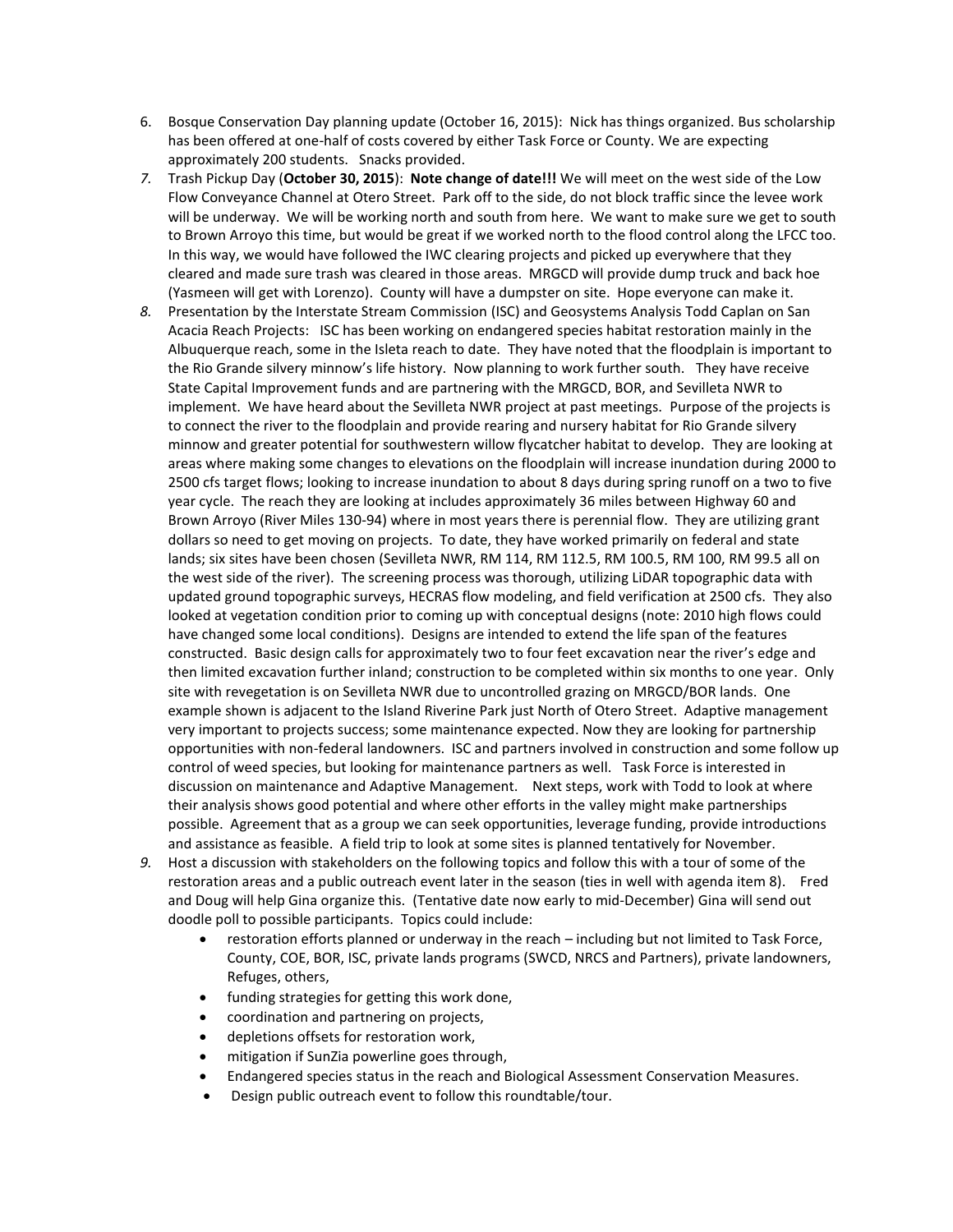6. Bosque Conservation Day planning update (October 16, 2015): Nick has things organized. Bus scholarship has been offered at one-half of costs covered by either Task Force or County. We are expecting approximately 200 students. Snacks provided.
7. Trash Pickup Day (**October 30, 2015**): **Note change of date!!!** We will meet on the west side of the Low Flow Conveyance Channel at Otero Street. Park off to the side, do not block traffic since the levee work will be underway. We will be working north and south from here. We want to make sure we get to south to Brown Arroyo this time, but would be great if we worked north to the flood control along the LFCC too. In this way, we would have followed the IWC clearing projects and picked up everywhere that they cleared and made sure trash was cleared in those areas. MRGCD will provide dump truck and back hoe (Yasmeen will get with Lorenzo). County will have a dumpster on site. Hope everyone can make it.
8. Presentation by the Interstate Stream Commission (ISC) and Geosystems Analysis Todd Caplan on San Acacia Reach Projects: ISC has been working on endangered species habitat restoration mainly in the Albuquerque reach, some in the Isleta reach to date. They have noted that the floodplain is important to the Rio Grande silvery minnow's life history. Now planning to work further south. They have receive State Capital Improvement funds and are partnering with the MRGCD, BOR, and Sevilleta NWR to implement. We have heard about the Sevilleta NWR project at past meetings. Purpose of the projects is to connect the river to the floodplain and provide rearing and nursery habitat for Rio Grande silvery minnow and greater potential for southwestern willow flycatcher habitat to develop. They are looking at areas where making some changes to elevations on the floodplain will increase inundation during 2000 to 2500 cfs target flows; looking to increase inundation to about 8 days during spring runoff on a two to five year cycle. The reach they are looking at includes approximately 36 miles between Highway 60 and Brown Arroyo (River Miles 130-94) where in most years there is perennial flow. They are utilizing grant dollars so need to get moving on projects. To date, they have worked primarily on federal and state lands; six sites have been chosen (Sevilleta NWR, RM 114, RM 112.5, RM 100.5, RM 100, RM 99.5 all on the west side of the river). The screening process was thorough, utilizing LiDAR topographic data with updated ground topographic surveys, HECRAS flow modeling, and field verification at 2500 cfs. They also looked at vegetation condition prior to coming up with conceptual designs (note: 2010 high flows could have changed some local conditions). Designs are intended to extend the life span of the features constructed. Basic design calls for approximately two to four feet excavation near the river's edge and then limited excavation further inland; construction to be completed within six months to one year. Only site with revegetation is on Sevilleta NWR due to uncontrolled grazing on MRGCD/BOR lands. One example shown is adjacent to the Island Riverine Park just North of Otero Street. Adaptive management very important to projects success; some maintenance expected. Now they are looking for partnership opportunities with non-federal landowners. ISC and partners involved in construction and some follow up control of weed species, but looking for maintenance partners as well. Task Force is interested in discussion on maintenance and Adaptive Management. Next steps, work with Todd to look at where their analysis shows good potential and where other efforts in the valley might make partnerships possible. Agreement that as a group we can seek opportunities, leverage funding, provide introductions and assistance as feasible. A field trip to look at some sites is planned tentatively for November.
9. Host a discussion with stakeholders on the following topics and follow this with a tour of some of the restoration areas and a public outreach event later in the season (ties in well with agenda item 8). Fred and Doug will help Gina organize this. (Tentative date now early to mid-December) Gina will send out doodle poll to possible participants. Topics could include:
   - restoration efforts planned or underway in the reach – including but not limited to Task Force, County, COE, BOR, ISC, private lands programs (SWCD, NRCS and Partners), private landowners, Refuges, others,
   - funding strategies for getting this work done,
   - coordination and partnering on projects,
   - depletions offsets for restoration work,
   - mitigation if SunZia powerline goes through,
   - Endangered species status in the reach and Biological Assessment Conservation Measures.
   - Design public outreach event to follow this roundtable/tour.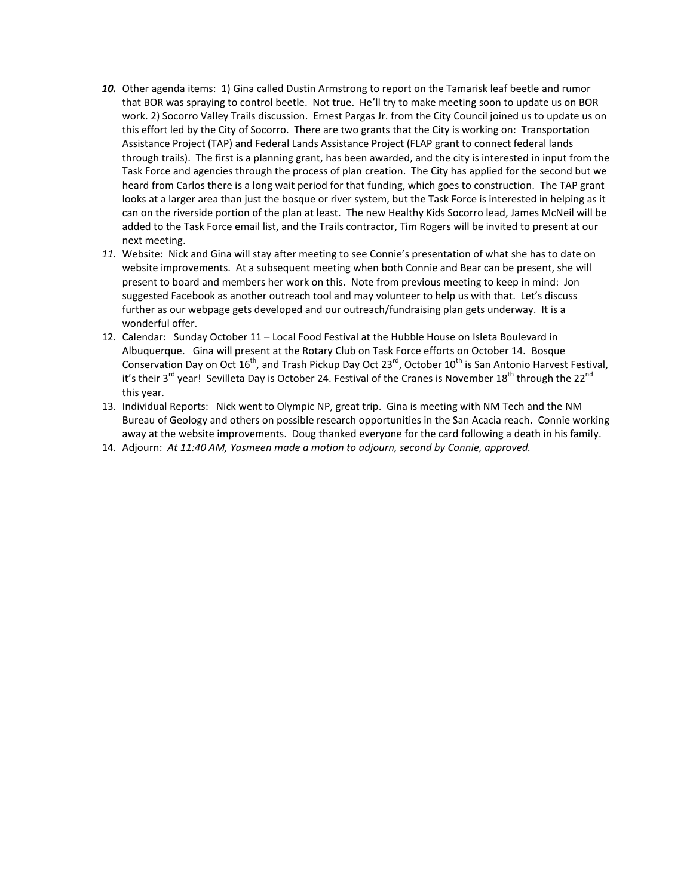10. Other agenda items: 1) Gina called Dustin Armstrong to report on the Tamarisk leaf beetle and rumor that BOR was spraying to control beetle. Not true. He'll try to make meeting soon to update us on BOR work. 2) Socorro Valley Trails discussion. Ernest Pargas Jr. from the City Council joined us to update us on this effort led by the City of Socorro. There are two grants that the City is working on: Transportation Assistance Project (TAP) and Federal Lands Assistance Project (FLAP grant to connect federal lands through trails). The first is a planning grant, has been awarded, and the city is interested in input from the Task Force and agencies through the process of plan creation. The City has applied for the second but we heard from Carlos there is a long wait period for that funding, which goes to construction. The TAP grant looks at a larger area than just the bosque or river system, but the Task Force is interested in helping as it can on the riverside portion of the plan at least. The new Healthy Kids Socorro lead, James McNeil will be added to the Task Force email list, and the Trails contractor, Tim Rogers will be invited to present at our next meeting.
11. Website: Nick and Gina will stay after meeting to see Connie's presentation of what she has to date on website improvements. At a subsequent meeting when both Connie and Bear can be present, she will present to board and members her work on this. Note from previous meeting to keep in mind: Jon suggested Facebook as another outreach tool and may volunteer to help us with that. Let's discuss further as our webpage gets developed and our outreach/fundraising plan gets underway. It is a wonderful offer.
12. Calendar: Sunday October 11 – Local Food Festival at the Hubble House on Isleta Boulevard in Albuquerque. Gina will present at the Rotary Club on Task Force efforts on October 14. Bosque Conservation Day on Oct 16th, and Trash Pickup Day Oct 23rd, October 10th is San Antonio Harvest Festival, it's their 3rd year! Sevilleta Day is October 24. Festival of the Cranes is November 18th through the 22nd this year.
13. Individual Reports: Nick went to Olympic NP, great trip. Gina is meeting with NM Tech and the NM Bureau of Geology and others on possible research opportunities in the San Acacia reach. Connie working away at the website improvements. Doug thanked everyone for the card following a death in his family.
14. Adjourn: *At 11:40 AM, Yasmeen made a motion to adjourn, second by Connie, approved.*